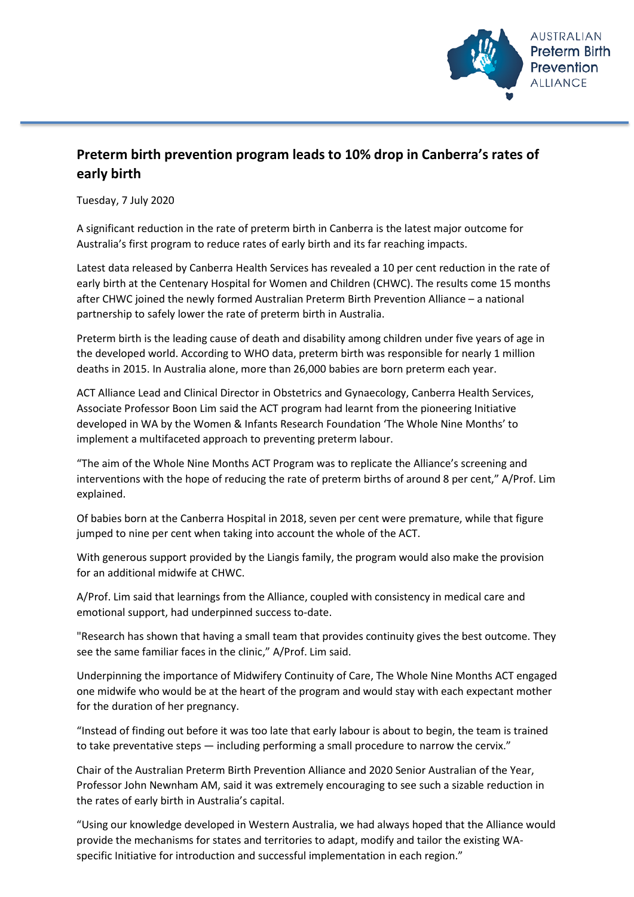AUSTRALIAN Preterm Birth Prevention ALLIANCE

# Preterm birth prevention program leads to 10% drop in Canberra's rates of early birth

Tuesday, 7 July 2020

A significant reduction in the rate of preterm birth in Canberra is the latest major outcome for Australia's first program to reduce rates of early birth and its far reaching impacts.

Latest data released by Canberra Health Services has revealed a 10 per cent reduction in the rate of early birth at the Centenary Hospital for Women and Children (CHWC). The results come 15 months after CHWC joined the newly formed Australian Preterm Birth Prevention Alliance – a national partnership to safely lower the rate of preterm birth in Australia.

Preterm birth is the leading cause of death and disability among children under five years of age in the developed world. According to WHO data, preterm birth was responsible for nearly 1 million deaths in 2015. In Australia alone, more than 26,000 babies are born preterm each year.

ACT Alliance Lead and Clinical Director in Obstetrics and Gynaecology, Canberra Health Services, Associate Professor Boon Lim said the ACT program had learnt from the pioneering Initiative developed in WA by the Women & Infants Research Foundation 'The Whole Nine Months' to implement a multifaceted approach to preventing preterm labour.

"The aim of the Whole Nine Months ACT Program was to replicate the Alliance's screening and interventions with the hope of reducing the rate of preterm births of around 8 per cent," A/Prof. Lim explained.

Of babies born at the Canberra Hospital in 2018, seven per cent were premature, while that figure jumped to nine per cent when taking into account the whole of the ACT.

With generous support provided by the Liangis family, the program would also make the provision for an additional midwife at CHWC.

A/Prof. Lim said that learnings from the Alliance, coupled with consistency in medical care and emotional support, had underpinned success to-date.

"Research has shown that having a small team that provides continuity gives the best outcome. They see the same familiar faces in the clinic," A/Prof. Lim said.

Underpinning the importance of Midwifery Continuity of Care, The Whole Nine Months ACT engaged one midwife who would be at the heart of the program and would stay with each expectant mother for the duration of her pregnancy.

"Instead of finding out before it was too late that early labour is about to begin, the team is trained to take preventative steps — including performing a small procedure to narrow the cervix."

Chair of the Australian Preterm Birth Prevention Alliance and 2020 Senior Australian of the Year, Professor John Newnham AM, said it was extremely encouraging to see such a sizable reduction in the rates of early birth in Australia's capital.

"Using our knowledge developed in Western Australia, we had always hoped that the Alliance would provide the mechanisms for states and territories to adapt, modify and tailor the existing WA-specific Initiative for introduction and successful implementation in each region."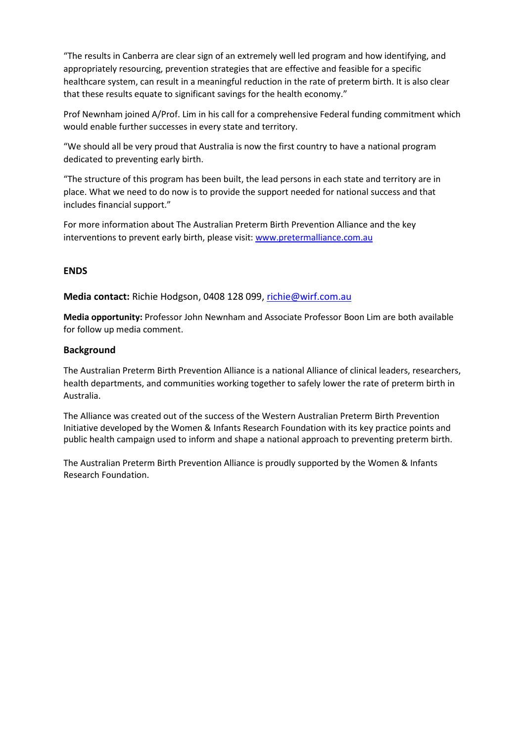"The results in Canberra are clear sign of an extremely well led program and how identifying, and appropriately resourcing, prevention strategies that are effective and feasible for a specific healthcare system, can result in a meaningful reduction in the rate of preterm birth. It is also clear that these results equate to significant savings for the health economy."

Prof Newnham joined A/Prof. Lim in his call for a comprehensive Federal funding commitment which would enable further successes in every state and territory.

"We should all be very proud that Australia is now the first country to have a national program dedicated to preventing early birth.

"The structure of this program has been built, the lead persons in each state and territory are in place. What we need to do now is to provide the support needed for national success and that includes financial support."

For more information about The Australian Preterm Birth Prevention Alliance and the key interventions to prevent early birth, please visit: [www.pretermalliance.com.au](www.pretermalliance.com.au)

**ENDS**

**Media contact:** Richie Hodgson, 0408 128 099, [richie@wirf.com.au](mailto:richie@wirf.com.au)

**Media opportunity:** Professor John Newnham and Associate Professor Boon Lim are both available for follow up media comment.

## Background

The Australian Preterm Birth Prevention Alliance is a national Alliance of clinical leaders, researchers, health departments, and communities working together to safely lower the rate of preterm birth in Australia.

The Alliance was created out of the success of the Western Australian Preterm Birth Prevention Initiative developed by the Women & Infants Research Foundation with its key practice points and public health campaign used to inform and shape a national approach to preventing preterm birth.

The Australian Preterm Birth Prevention Alliance is proudly supported by the Women & Infants Research Foundation.